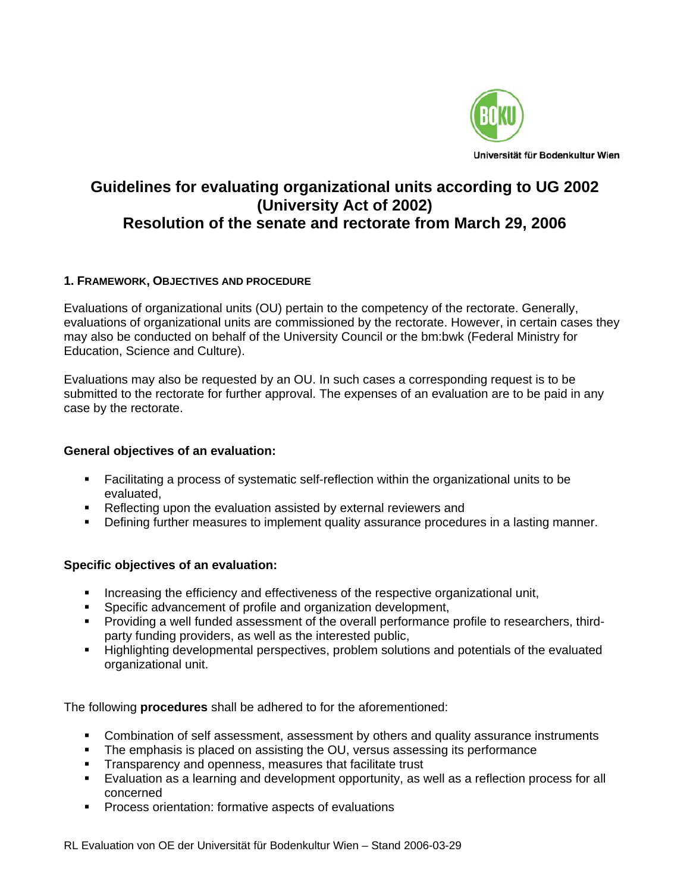Universität für Bodenkultur Wien

# Guidelines for evaluating organizational units according to UG 2002 (University Act of 2002) Resolution of the senate and rectorate from March 29, 2006

## 1. Framework, Objectives and Procedure

Evaluations of organizational units (OU) pertain to the competency of the rectorate. Generally, evaluations of organizational units are commissioned by the rectorate. However, in certain cases they may also be conducted on behalf of the University Council or the bm:bwk (Federal Ministry for Education, Science and Culture).

Evaluations may also be requested by an OU. In such cases a corresponding request is to be submitted to the rectorate for further approval. The expenses of an evaluation are to be paid in any case by the rectorate.

**General objectives of an evaluation:**

- Facilitating a process of systematic self-reflection within the organizational units to be evaluated,
- Reflecting upon the evaluation assisted by external reviewers and
- Defining further measures to implement quality assurance procedures in a lasting manner.

**Specific objectives of an evaluation:**

- Increasing the efficiency and effectiveness of the respective organizational unit,
- Specific advancement of profile and organization development,
- Providing a well funded assessment of the overall performance profile to researchers, third-party funding providers, as well as the interested public,
- Highlighting developmental perspectives, problem solutions and potentials of the evaluated organizational unit.

The following **procedures** shall be adhered to for the aforementioned:

- Combination of self assessment, assessment by others and quality assurance instruments
- The emphasis is placed on assisting the OU, versus assessing its performance
- Transparency and openness, measures that facilitate trust
- Evaluation as a learning and development opportunity, as well as a reflection process for all concerned
- Process orientation: formative aspects of evaluations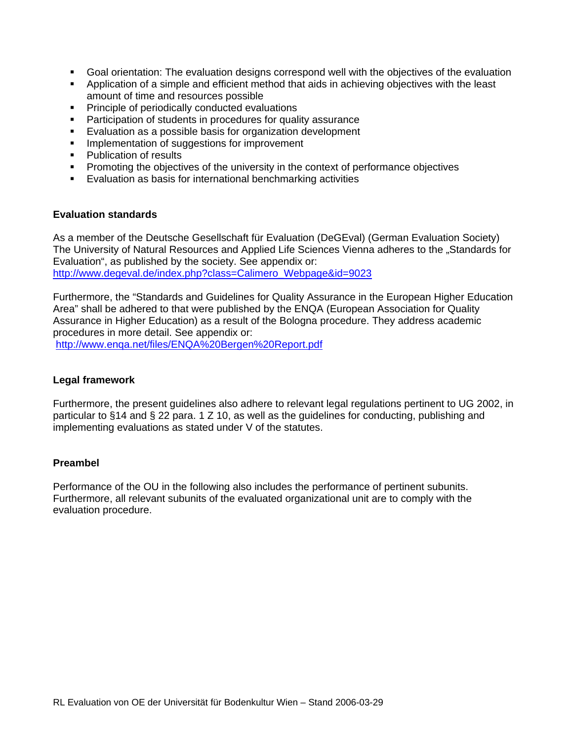- Goal orientation: The evaluation designs correspond well with the objectives of the evaluation
- Application of a simple and efficient method that aids in achieving objectives with the least amount of time and resources possible
- Principle of periodically conducted evaluations
- Participation of students in procedures for quality assurance
- Evaluation as a possible basis for organization development
- Implementation of suggestions for improvement
- Publication of results
- Promoting the objectives of the university in the context of performance objectives
- Evaluation as basis for international benchmarking activities

**Evaluation standards**

As a member of the Deutsche Gesellschaft für Evaluation (DeGEval) (German Evaluation Society) The University of Natural Resources and Applied Life Sciences Vienna adheres to the „Standards for Evaluation", as published by the society. See appendix or: http://www.degeval.de/index.php?class=Calimero_Webpage&id=9023

Furthermore, the "Standards and Guidelines for Quality Assurance in the European Higher Education Area" shall be adhered to that were published by the ENQA (European Association for Quality Assurance in Higher Education) as a result of the Bologna procedure. They address academic procedures in more detail. See appendix or:
http://www.enqa.net/files/ENQA%20Bergen%20Report.pdf

**Legal framework**

Furthermore, the present guidelines also adhere to relevant legal regulations pertinent to UG 2002, in particular to §14 and § 22 para. 1 Z 10, as well as the guidelines for conducting, publishing and implementing evaluations as stated under V of the statutes.

**Preambel**

Performance of the OU in the following also includes the performance of pertinent subunits. Furthermore, all relevant subunits of the evaluated organizational unit are to comply with the evaluation procedure.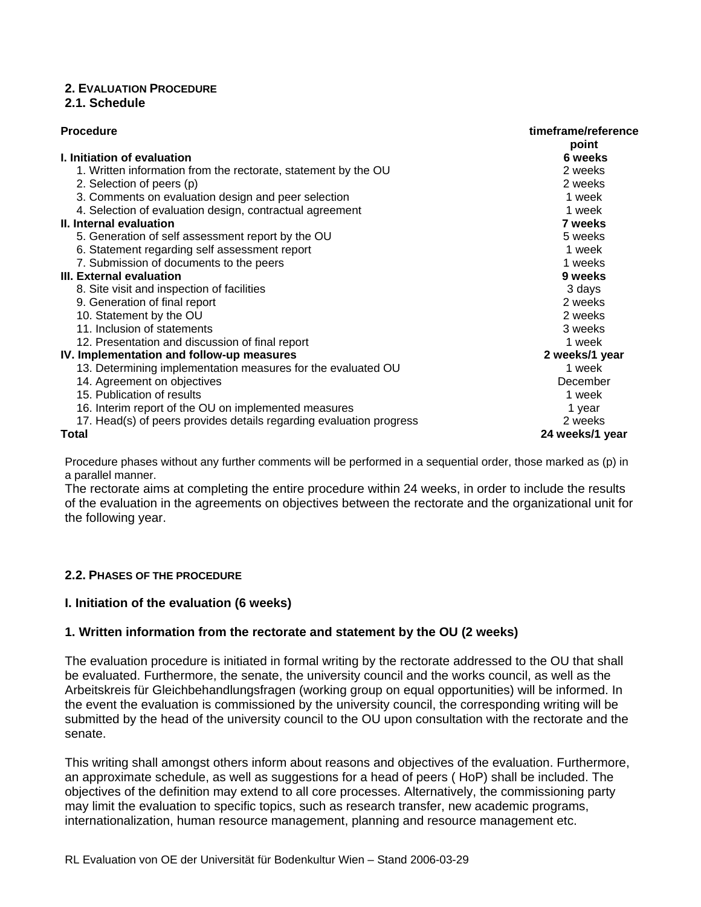## 2. EVALUATION PROCEDURE

### 2.1. Schedule

| Procedure | timeframe/reference point |
| --- | --- |
| **I. Initiation of evaluation** | **6 weeks** |
| 1. Written information from the rectorate, statement by the OU | 2 weeks |
| 2. Selection of peers (p) | 2 weeks |
| 3. Comments on evaluation design and peer selection | 1 week |
| 4. Selection of evaluation design, contractual agreement | 1 week |
| **II. Internal evaluation** | **7 weeks** |
| 5. Generation of self assessment report by the OU | 5 weeks |
| 6. Statement regarding self assessment report | 1 week |
| 7. Submission of documents to the peers | 1 weeks |
| **III. External evaluation** | **9 weeks** |
| 8. Site visit and inspection of facilities | 3 days |
| 9. Generation of final report | 2 weeks |
| 10. Statement by the OU | 2 weeks |
| 11. Inclusion of statements | 3 weeks |
| 12. Presentation and discussion of final report | 1 week |
| **IV. Implementation and follow-up measures** | **2 weeks/1 year** |
| 13. Determining implementation measures for the evaluated OU | 1 week |
| 14. Agreement on objectives | December |
| 15. Publication of results | 1 week |
| 16. Interim report of the OU on implemented measures | 1 year |
| 17. Head(s) of peers provides details regarding evaluation progress | 2 weeks |
| **Total** | **24 weeks/1 year** |

Procedure phases without any further comments will be performed in a sequential order, those marked as (p) in a parallel manner.

The rectorate aims at completing the entire procedure within 24 weeks, in order to include the results of the evaluation in the agreements on objectives between the rectorate and the organizational unit for the following year.

### 2.2. PHASES OF THE PROCEDURE

#### I. Initiation of the evaluation (6 weeks)

#### 1. Written information from the rectorate and statement by the OU (2 weeks)

The evaluation procedure is initiated in formal writing by the rectorate addressed to the OU that shall be evaluated. Furthermore, the senate, the university council and the works council, as well as the Arbeitskreis für Gleichbehandlungsfragen (working group on equal opportunities) will be informed. In the event the evaluation is commissioned by the university council, the corresponding writing will be submitted by the head of the university council to the OU upon consultation with the rectorate and the senate.

This writing shall amongst others inform about reasons and objectives of the evaluation. Furthermore, an approximate schedule, as well as suggestions for a head of peers ( HoP) shall be included. The objectives of the definition may extend to all core processes. Alternatively, the commissioning party may limit the evaluation to specific topics, such as research transfer, new academic programs, internationalization, human resource management, planning and resource management etc.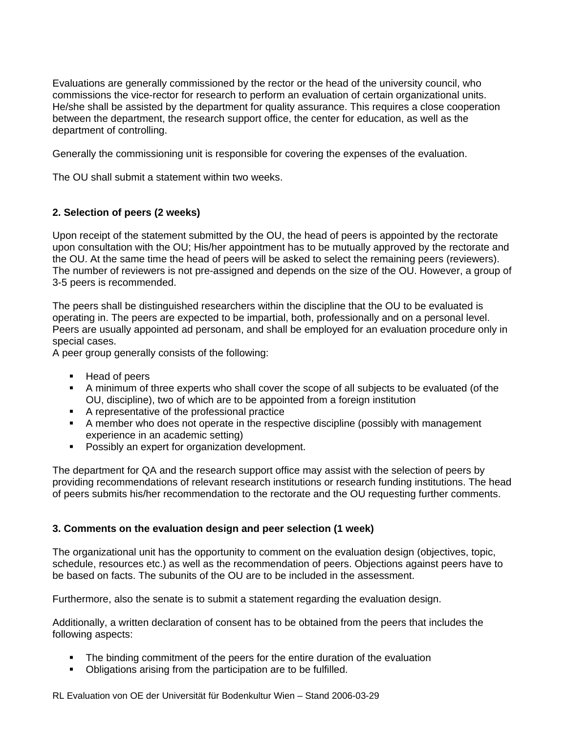Evaluations are generally commissioned by the rector or the head of the university council, who commissions the vice-rector for research to perform an evaluation of certain organizational units. He/she shall be assisted by the department for quality assurance. This requires a close cooperation between the department, the research support office, the center for education, as well as the department of controlling.

Generally the commissioning unit is responsible for covering the expenses of the evaluation.

The OU shall submit a statement within two weeks.

### 2. Selection of peers (2 weeks)

Upon receipt of the statement submitted by the OU, the head of peers is appointed by the rectorate upon consultation with the OU; His/her appointment has to be mutually approved by the rectorate and the OU. At the same time the head of peers will be asked to select the remaining peers (reviewers). The number of reviewers is not pre-assigned and depends on the size of the OU. However, a group of 3-5 peers is recommended.

The peers shall be distinguished researchers within the discipline that the OU to be evaluated is operating in. The peers are expected to be impartial, both, professionally and on a personal level. Peers are usually appointed ad personam, and shall be employed for an evaluation procedure only in special cases.
A peer group generally consists of the following:

- Head of peers
- A minimum of three experts who shall cover the scope of all subjects to be evaluated (of the OU, discipline), two of which are to be appointed from a foreign institution
- A representative of the professional practice
- A member who does not operate in the respective discipline (possibly with management experience in an academic setting)
- Possibly an expert for organization development.

The department for QA and the research support office may assist with the selection of peers by providing recommendations of relevant research institutions or research funding institutions. The head of peers submits his/her recommendation to the rectorate and the OU requesting further comments.

### 3. Comments on the evaluation design and peer selection (1 week)

The organizational unit has the opportunity to comment on the evaluation design (objectives, topic, schedule, resources etc.) as well as the recommendation of peers. Objections against peers have to be based on facts. The subunits of the OU are to be included in the assessment.

Furthermore, also the senate is to submit a statement regarding the evaluation design.

Additionally, a written declaration of consent has to be obtained from the peers that includes the following aspects:

- The binding commitment of the peers for the entire duration of the evaluation
- Obligations arising from the participation are to be fulfilled.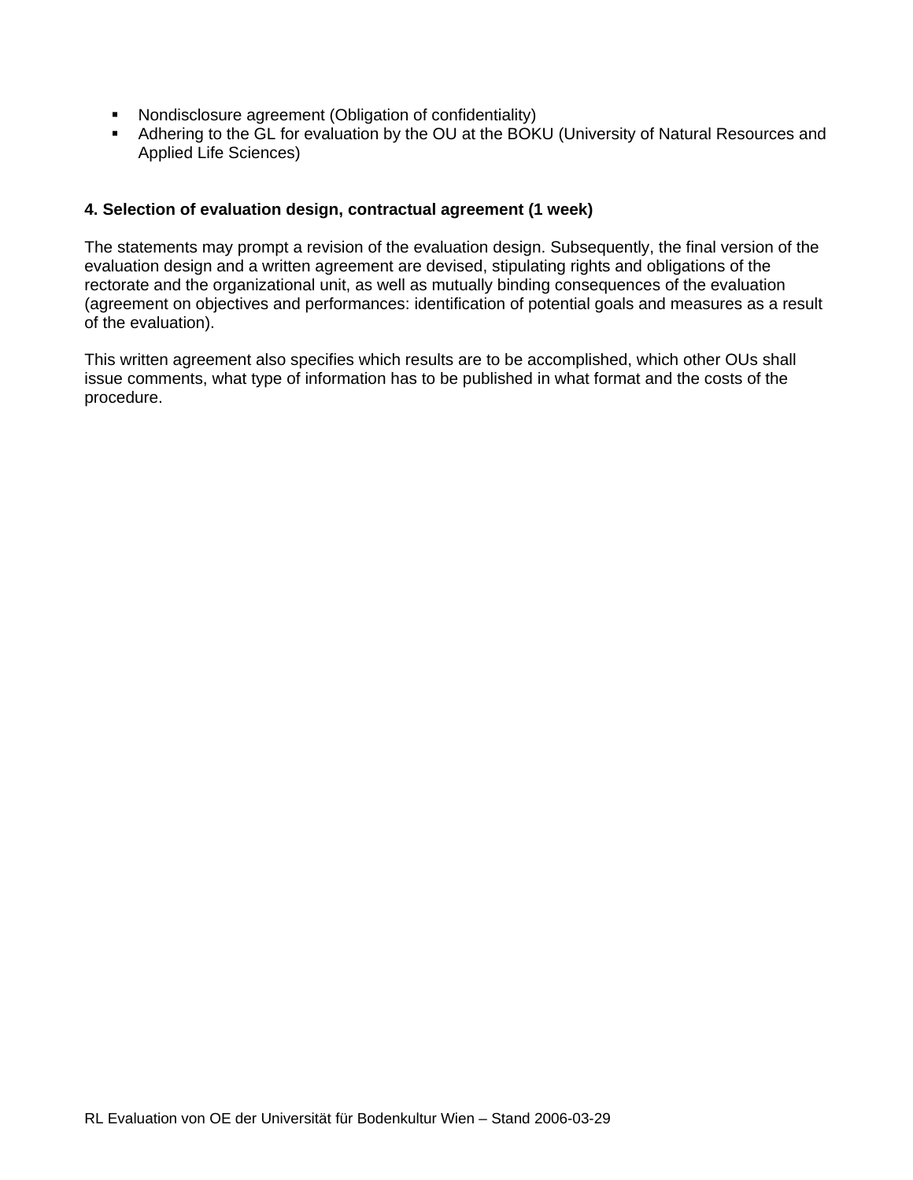- Nondisclosure agreement (Obligation of confidentiality)
- Adhering to the GL for evaluation by the OU at the BOKU (University of Natural Resources and Applied Life Sciences)

**4. Selection of evaluation design, contractual agreement (1 week)**

The statements may prompt a revision of the evaluation design. Subsequently, the final version of the evaluation design and a written agreement are devised, stipulating rights and obligations of the rectorate and the organizational unit, as well as mutually binding consequences of the evaluation (agreement on objectives and performances: identification of potential goals and measures as a result of the evaluation).

This written agreement also specifies which results are to be accomplished, which other OUs shall issue comments, what type of information has to be published in what format and the costs of the procedure.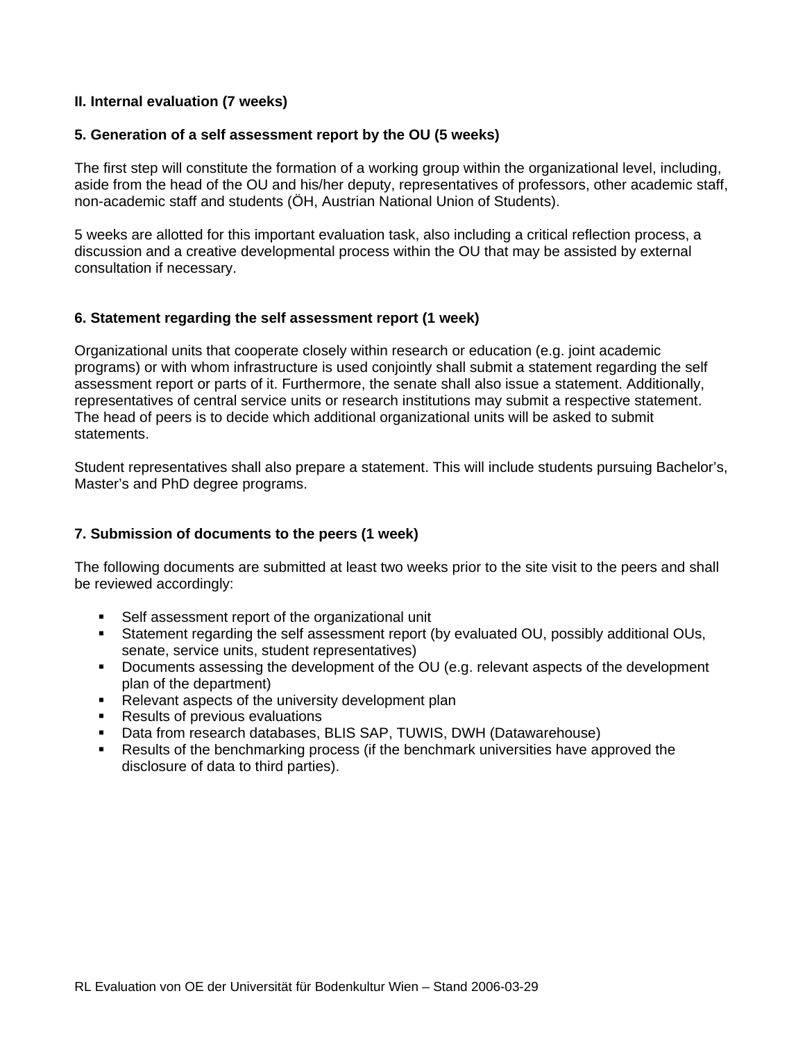## II. Internal evaluation (7 weeks)

### 5. Generation of a self assessment report by the OU (5 weeks)

The first step will constitute the formation of a working group within the organizational level, including, aside from the head of the OU and his/her deputy, representatives of professors, other academic staff, non-academic staff and students (ÖH, Austrian National Union of Students).

5 weeks are allotted for this important evaluation task, also including a critical reflection process, a discussion and a creative developmental process within the OU that may be assisted by external consultation if necessary.

### 6. Statement regarding the self assessment report (1 week)

Organizational units that cooperate closely within research or education (e.g. joint academic programs) or with whom infrastructure is used conjointly shall submit a statement regarding the self assessment report or parts of it. Furthermore, the senate shall also issue a statement. Additionally, representatives of central service units or research institutions may submit a respective statement. The head of peers is to decide which additional organizational units will be asked to submit statements.

Student representatives shall also prepare a statement. This will include students pursuing Bachelor's, Master's and PhD degree programs.

### 7. Submission of documents to the peers (1 week)

The following documents are submitted at least two weeks prior to the site visit to the peers and shall be reviewed accordingly:

- Self assessment report of the organizational unit
- Statement regarding the self assessment report (by evaluated OU, possibly additional OUs, senate, service units, student representatives)
- Documents assessing the development of the OU (e.g. relevant aspects of the development plan of the department)
- Relevant aspects of the university development plan
- Results of previous evaluations
- Data from research databases, BLIS SAP, TUWIS, DWH (Datawarehouse)
- Results of the benchmarking process (if the benchmark universities have approved the disclosure of data to third parties).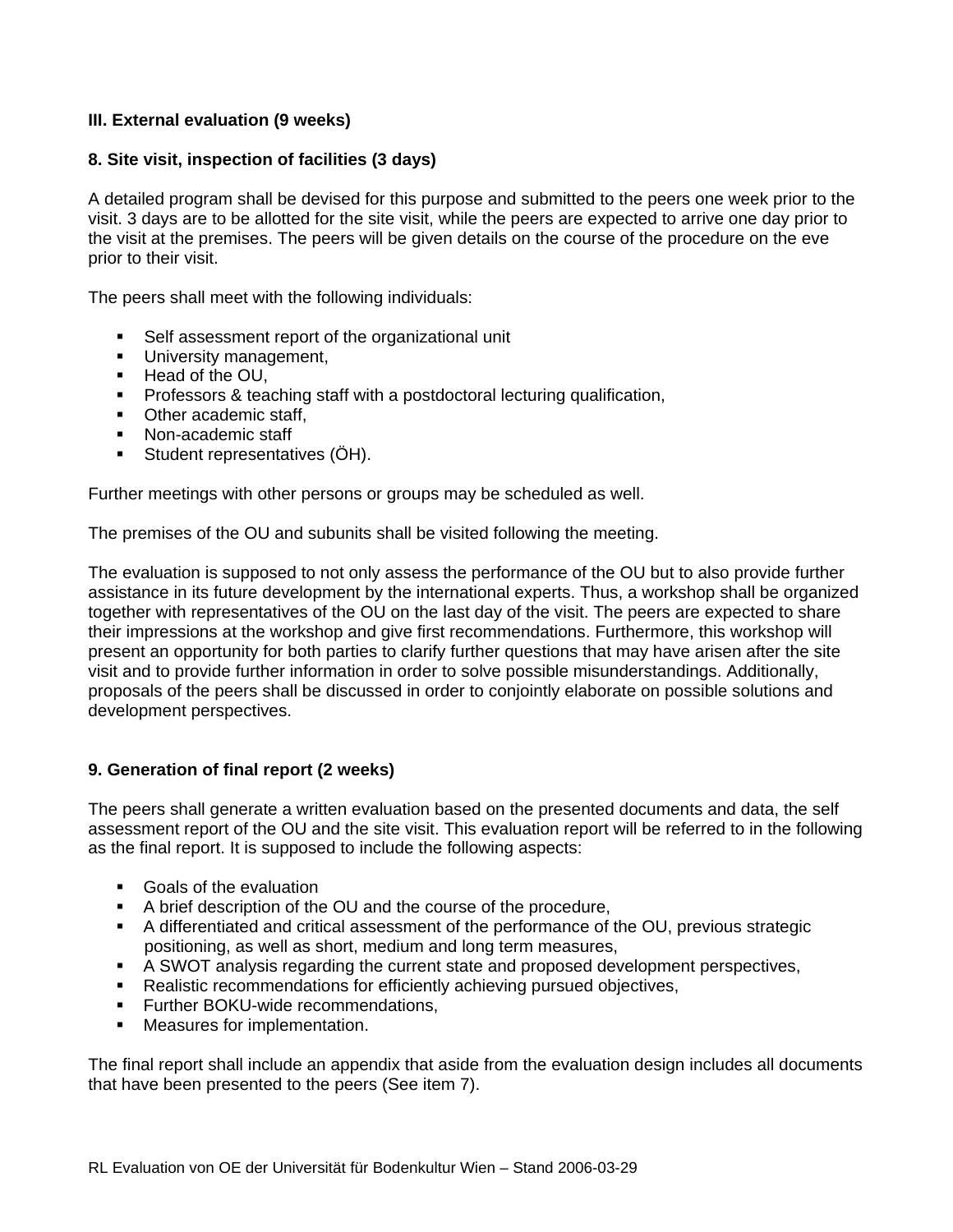**III. External evaluation (9 weeks)**

**8. Site visit, inspection of facilities (3 days)**

A detailed program shall be devised for this purpose and submitted to the peers one week prior to the visit. 3 days are to be allotted for the site visit, while the peers are expected to arrive one day prior to the visit at the premises. The peers will be given details on the course of the procedure on the eve prior to their visit.

The peers shall meet with the following individuals:

- Self assessment report of the organizational unit
- University management,
- Head of the OU,
- Professors & teaching staff with a postdoctoral lecturing qualification,
- Other academic staff,
- Non-academic staff
- Student representatives (ÖH).

Further meetings with other persons or groups may be scheduled as well.

The premises of the OU and subunits shall be visited following the meeting.

The evaluation is supposed to not only assess the performance of the OU but to also provide further assistance in its future development by the international experts. Thus, a workshop shall be organized together with representatives of the OU on the last day of the visit. The peers are expected to share their impressions at the workshop and give first recommendations. Furthermore, this workshop will present an opportunity for both parties to clarify further questions that may have arisen after the site visit and to provide further information in order to solve possible misunderstandings. Additionally, proposals of the peers shall be discussed in order to conjointly elaborate on possible solutions and development perspectives.

**9. Generation of final report (2 weeks)**

The peers shall generate a written evaluation based on the presented documents and data, the self assessment report of the OU and the site visit. This evaluation report will be referred to in the following as the final report. It is supposed to include the following aspects:

- Goals of the evaluation
- A brief description of the OU and the course of the procedure,
- A differentiated and critical assessment of the performance of the OU, previous strategic positioning, as well as short, medium and long term measures,
- A SWOT analysis regarding the current state and proposed development perspectives,
- Realistic recommendations for efficiently achieving pursued objectives,
- Further BOKU-wide recommendations,
- Measures for implementation.

The final report shall include an appendix that aside from the evaluation design includes all documents that have been presented to the peers (See item 7).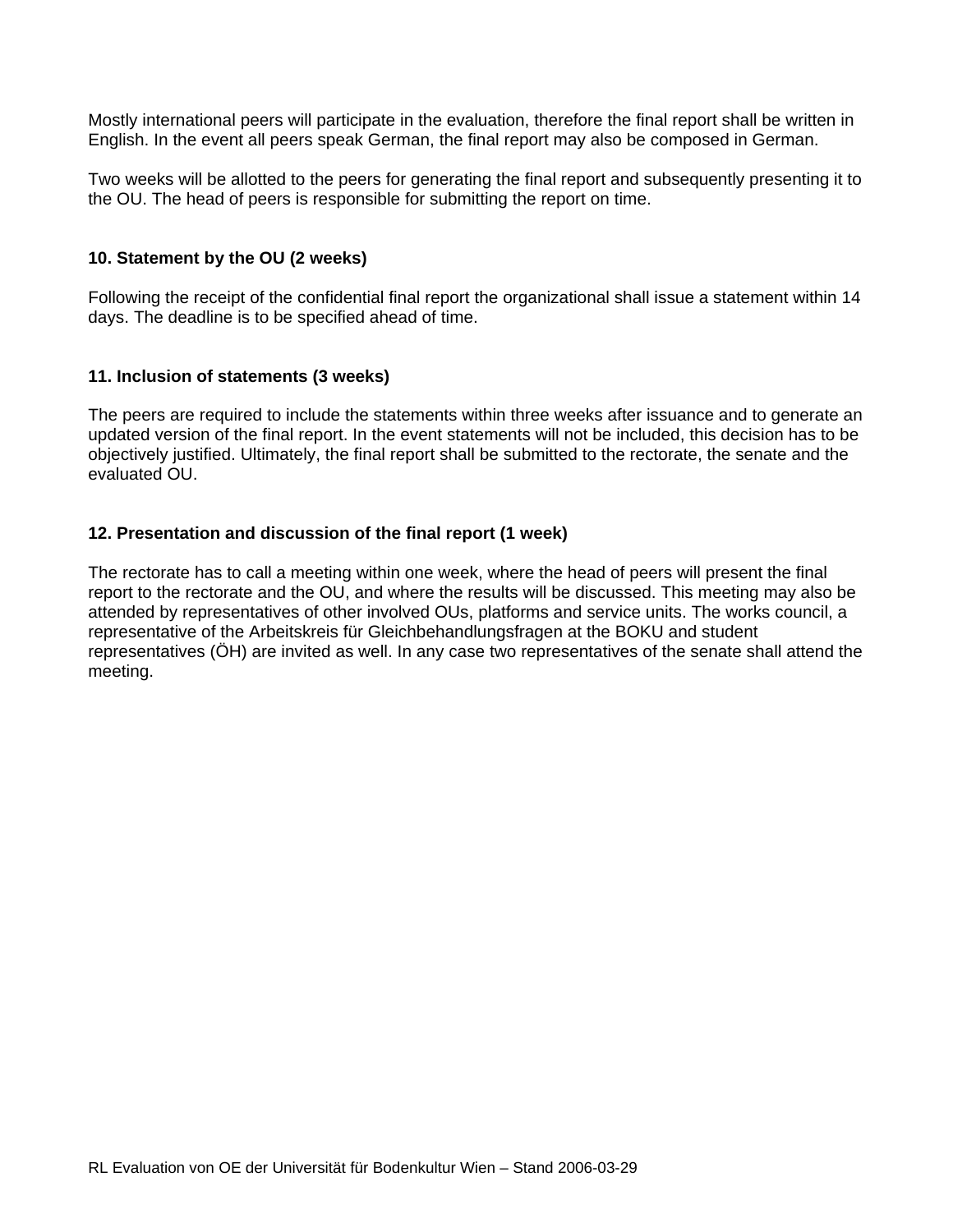Mostly international peers will participate in the evaluation, therefore the final report shall be written in English. In the event all peers speak German, the final report may also be composed in German.

Two weeks will be allotted to the peers for generating the final report and subsequently presenting it to the OU. The head of peers is responsible for submitting the report on time.

### 10. Statement by the OU (2 weeks)

Following the receipt of the confidential final report the organizational shall issue a statement within 14 days. The deadline is to be specified ahead of time.

### 11. Inclusion of statements (3 weeks)

The peers are required to include the statements within three weeks after issuance and to generate an updated version of the final report. In the event statements will not be included, this decision has to be objectively justified. Ultimately, the final report shall be submitted to the rectorate, the senate and the evaluated OU.

### 12. Presentation and discussion of the final report (1 week)

The rectorate has to call a meeting within one week, where the head of peers will present the final report to the rectorate and the OU, and where the results will be discussed. This meeting may also be attended by representatives of other involved OUs, platforms and service units. The works council, a representative of the Arbeitskreis für Gleichbehandlungsfragen at the BOKU and student representatives (ÖH) are invited as well. In any case two representatives of the senate shall attend the meeting.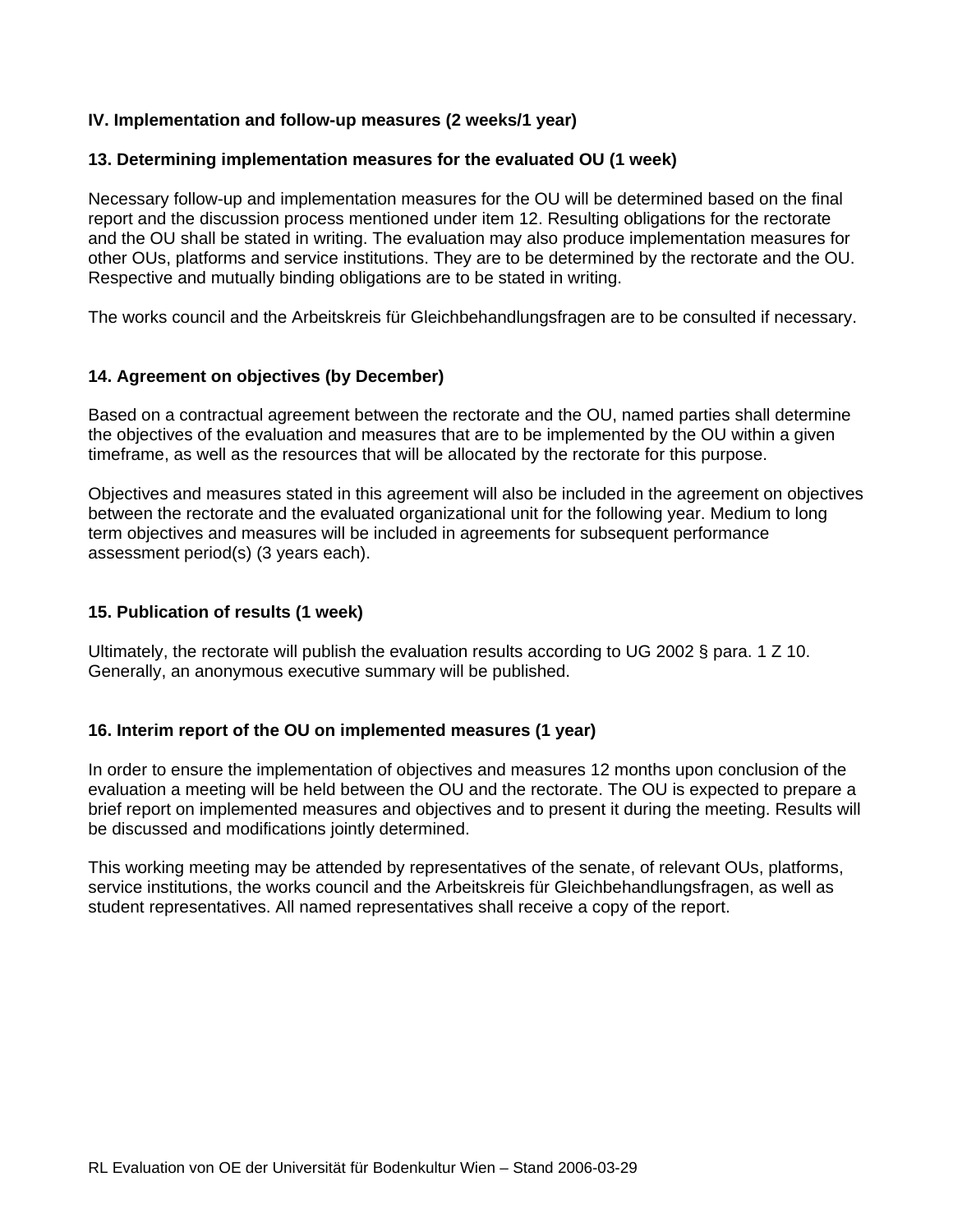## IV. Implementation and follow-up measures (2 weeks/1 year)

### 13. Determining implementation measures for the evaluated OU (1 week)

Necessary follow-up and implementation measures for the OU will be determined based on the final report and the discussion process mentioned under item 12. Resulting obligations for the rectorate and the OU shall be stated in writing. The evaluation may also produce implementation measures for other OUs, platforms and service institutions. They are to be determined by the rectorate and the OU. Respective and mutually binding obligations are to be stated in writing.

The works council and the Arbeitskreis für Gleichbehandlungsfragen are to be consulted if necessary.

### 14. Agreement on objectives (by December)

Based on a contractual agreement between the rectorate and the OU, named parties shall determine the objectives of the evaluation and measures that are to be implemented by the OU within a given timeframe, as well as the resources that will be allocated by the rectorate for this purpose.

Objectives and measures stated in this agreement will also be included in the agreement on objectives between the rectorate and the evaluated organizational unit for the following year. Medium to long term objectives and measures will be included in agreements for subsequent performance assessment period(s) (3 years each).

### 15. Publication of results (1 week)

Ultimately, the rectorate will publish the evaluation results according to UG 2002 § para. 1 Z 10. Generally, an anonymous executive summary will be published.

### 16. Interim report of the OU on implemented measures (1 year)

In order to ensure the implementation of objectives and measures 12 months upon conclusion of the evaluation a meeting will be held between the OU and the rectorate. The OU is expected to prepare a brief report on implemented measures and objectives and to present it during the meeting. Results will be discussed and modifications jointly determined.

This working meeting may be attended by representatives of the senate, of relevant OUs, platforms, service institutions, the works council and the Arbeitskreis für Gleichbehandlungsfragen, as well as student representatives. All named representatives shall receive a copy of the report.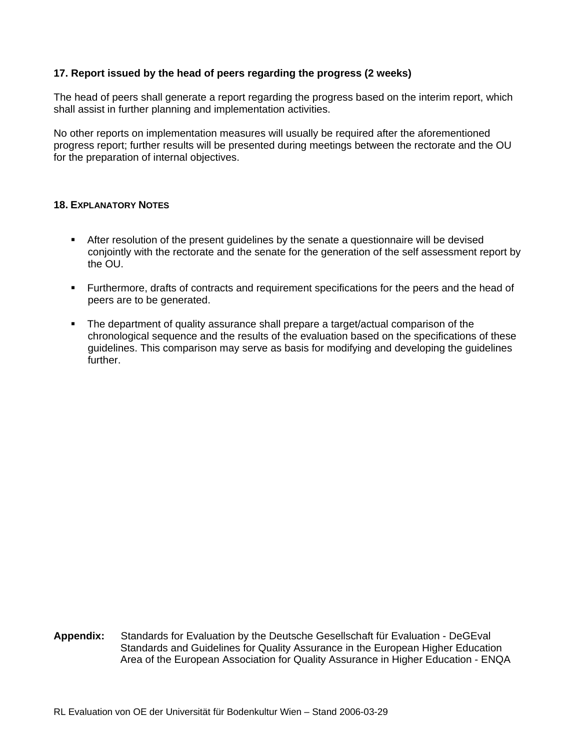### 17. Report issued by the head of peers regarding the progress (2 weeks)

The head of peers shall generate a report regarding the progress based on the interim report, which shall assist in further planning and implementation activities.

No other reports on implementation measures will usually be required after the aforementioned progress report; further results will be presented during meetings between the rectorate and the OU for the preparation of internal objectives.

### 18. EXPLANATORY NOTES

- After resolution of the present guidelines by the senate a questionnaire will be devised conjointly with the rectorate and the senate for the generation of the self assessment report by the OU.
- Furthermore, drafts of contracts and requirement specifications for the peers and the head of peers are to be generated.
- The department of quality assurance shall prepare a target/actual comparison of the chronological sequence and the results of the evaluation based on the specifications of these guidelines. This comparison may serve as basis for modifying and developing the guidelines further.

**Appendix:** Standards for Evaluation by the Deutsche Gesellschaft für Evaluation - DeGEval
Standards and Guidelines for Quality Assurance in the European Higher Education Area of the European Association for Quality Assurance in Higher Education - ENQA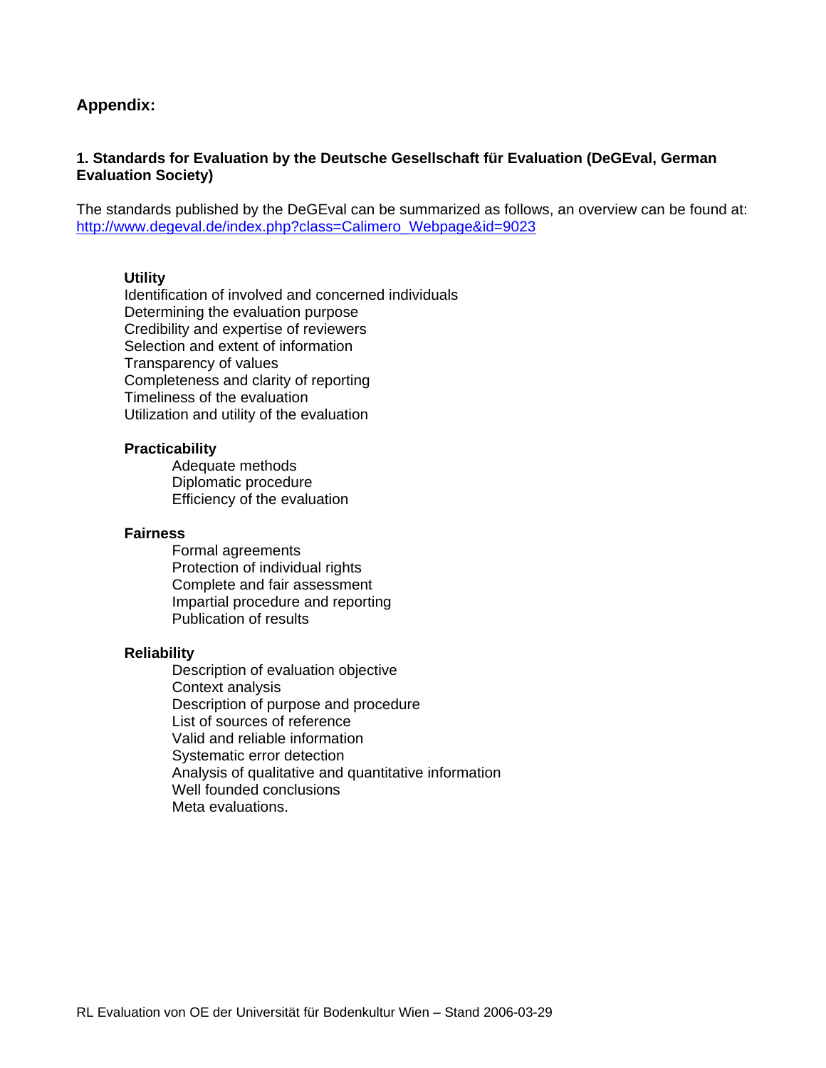## Appendix:

### 1. Standards for Evaluation by the Deutsche Gesellschaft für Evaluation (DeGEval, German Evaluation Society)

The standards published by the DeGEval can be summarized as follows, an overview can be found at: http://www.degeval.de/index.php?class=Calimero_Webpage&id=9023

**Utility**
- Identification of involved and concerned individuals
- Determining the evaluation purpose
- Credibility and expertise of reviewers
- Selection and extent of information
- Transparency of values
- Completeness and clarity of reporting
- Timeliness of the evaluation
- Utilization and utility of the evaluation

**Practicability**
- Adequate methods
- Diplomatic procedure
- Efficiency of the evaluation

**Fairness**
- Formal agreements
- Protection of individual rights
- Complete and fair assessment
- Impartial procedure and reporting
- Publication of results

**Reliability**
- Description of evaluation objective
- Context analysis
- Description of purpose and procedure
- List of sources of reference
- Valid and reliable information
- Systematic error detection
- Analysis of qualitative and quantitative information
- Well founded conclusions
- Meta evaluations.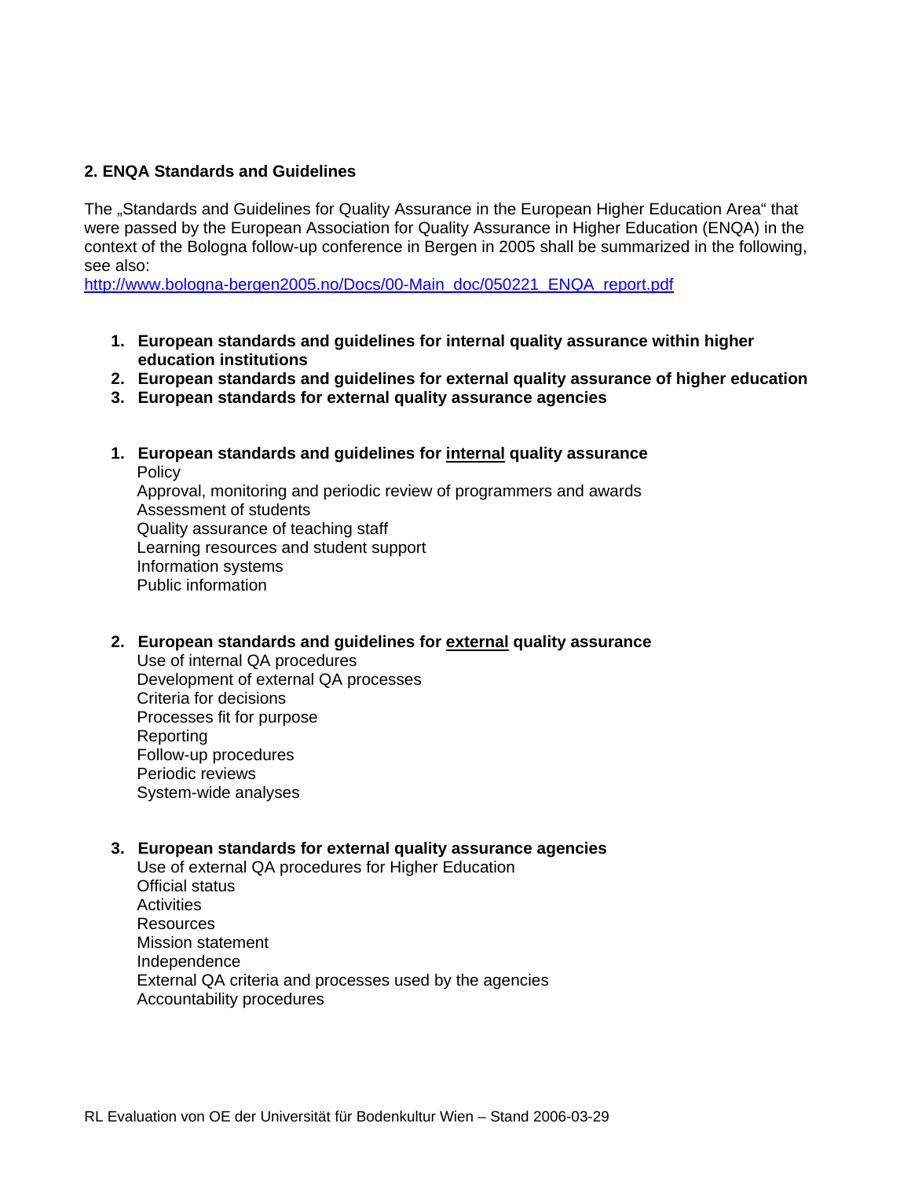## 2. ENQA Standards and Guidelines

The „Standards and Guidelines for Quality Assurance in the European Higher Education Area“ that were passed by the European Association for Quality Assurance in Higher Education (ENQA) in the context of the Bologna follow-up conference in Bergen in 2005 shall be summarized in the following, see also:
[http://www.bologna-bergen2005.no/Docs/00-Main_doc/050221_ENQA_report.pdf](http://www.bologna-bergen2005.no/Docs/00-Main_doc/050221_ENQA_report.pdf)

1. **European standards and guidelines for internal quality assurance within higher education institutions**
2. **European standards and guidelines for external quality assurance of higher education**
3. **European standards for external quality assurance agencies**

1. **European standards and guidelines for <u>internal</u> quality assurance**
   Policy
   Approval, monitoring and periodic review of programmers and awards
   Assessment of students
   Quality assurance of teaching staff
   Learning resources and student support
   Information systems
   Public information

2. **European standards and guidelines for <u>external</u> quality assurance**
   Use of internal QA procedures
   Development of external QA processes
   Criteria for decisions
   Processes fit for purpose
   Reporting
   Follow-up procedures
   Periodic reviews
   System-wide analyses

3. **European standards for external quality assurance agencies**
   Use of external QA procedures for Higher Education
   Official status
   Activities
   Resources
   Mission statement
   Independence
   External QA criteria and processes used by the agencies
   Accountability procedures